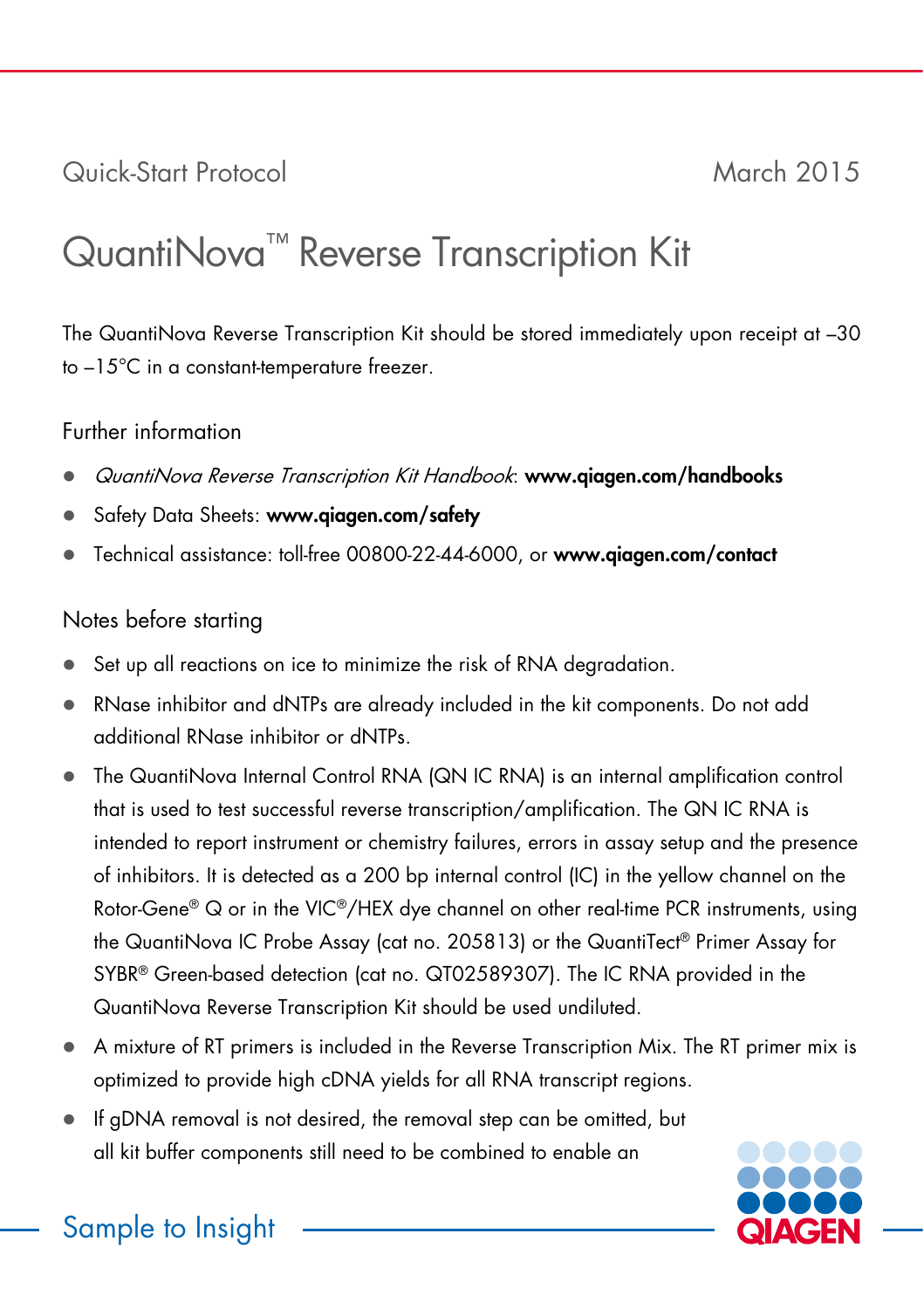Quick-Start Protocol March 2015

# QuantiNova™ Reverse Transcription Kit

The QuantiNova Reverse Transcription Kit should be stored immediately upon receipt at –30 to –15°C in a constant-temperature freezer.

## Further information

- *QuantiNova Reverse Transcription Kit Handbook*: **www.qiagen.com/handbooks**
- Safety Data Sheets: **www.qiagen.com/safety**
- Technical assistance: toll-free 00800-22-44-6000, or **www.qiagen.com/contact**

## Notes before starting

- Set up all reactions on ice to minimize the risk of RNA degradation.
- RNase inhibitor and dNTPs are already included in the kit components. Do not add additional RNase inhibitor or dNTPs.
- The QuantiNova Internal Control RNA (QN IC RNA) is an internal amplification control that is used to test successful reverse transcription/amplification. The QN IC RNA is intended to report instrument or chemistry failures, errors in assay setup and the presence of inhibitors. It is detected as a 200 bp internal control (IC) in the yellow channel on the Rotor-Gene® Q or in the VIC®/HEX dye channel on other real-time PCR instruments, using the QuantiNova IC Probe Assay (cat no. 205813) or the QuantiTect® Primer Assay for SYBR® Green-based detection (cat no. QT02589307). The IC RNA provided in the QuantiNova Reverse Transcription Kit should be used undiluted.
- A mixture of RT primers is included in the Reverse Transcription Mix. The RT primer mix is optimized to provide high cDNA yields for all RNA transcript regions.
- If gDNA removal is not desired, the removal step can be omitted, but all kit buffer components still need to be combined to enable an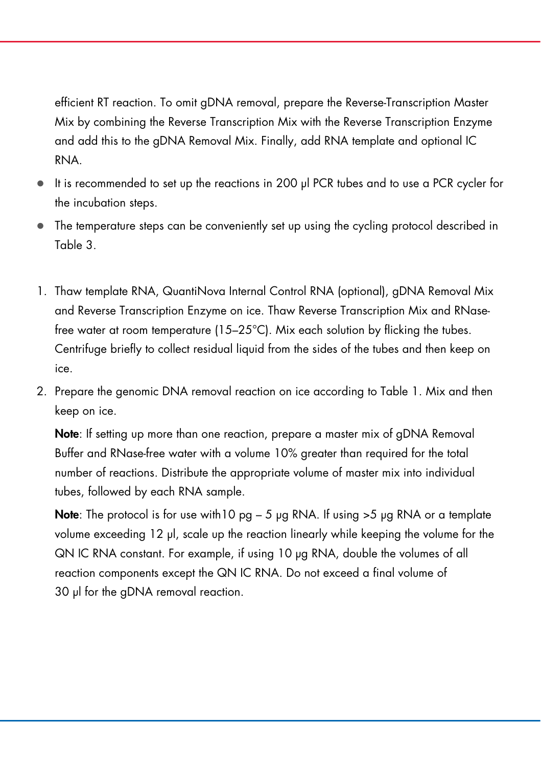efficient RT reaction. To omit gDNA removal, prepare the Reverse-Transcription Master Mix by combining the Reverse Transcription Mix with the Reverse Transcription Enzyme and add this to the gDNA Removal Mix. Finally, add RNA template and optional IC RNA.

- It is recommended to set up the reactions in 200 µl PCR tubes and to use a PCR cycler for the incubation steps.
- The temperature steps can be conveniently set up using the cycling protocol described in Table 3.

1. Thaw template RNA, QuantiNova Internal Control RNA (optional), gDNA Removal Mix and Reverse Transcription Enzyme on ice. Thaw Reverse Transcription Mix and RNase-free water at room temperature (15–25°C). Mix each solution by flicking the tubes. Centrifuge briefly to collect residual liquid from the sides of the tubes and then keep on ice.
2. Prepare the genomic DNA removal reaction on ice according to Table 1. Mix and then keep on ice.

   **Note**: If setting up more than one reaction, prepare a master mix of gDNA Removal Buffer and RNase-free water with a volume 10% greater than required for the total number of reactions. Distribute the appropriate volume of master mix into individual tubes, followed by each RNA sample.

   **Note**: The protocol is for use with10 pg – 5 µg RNA. If using >5 µg RNA or a template volume exceeding 12 µl, scale up the reaction linearly while keeping the volume for the QN IC RNA constant. For example, if using 10 µg RNA, double the volumes of all reaction components except the QN IC RNA. Do not exceed a final volume of 30 µl for the gDNA removal reaction.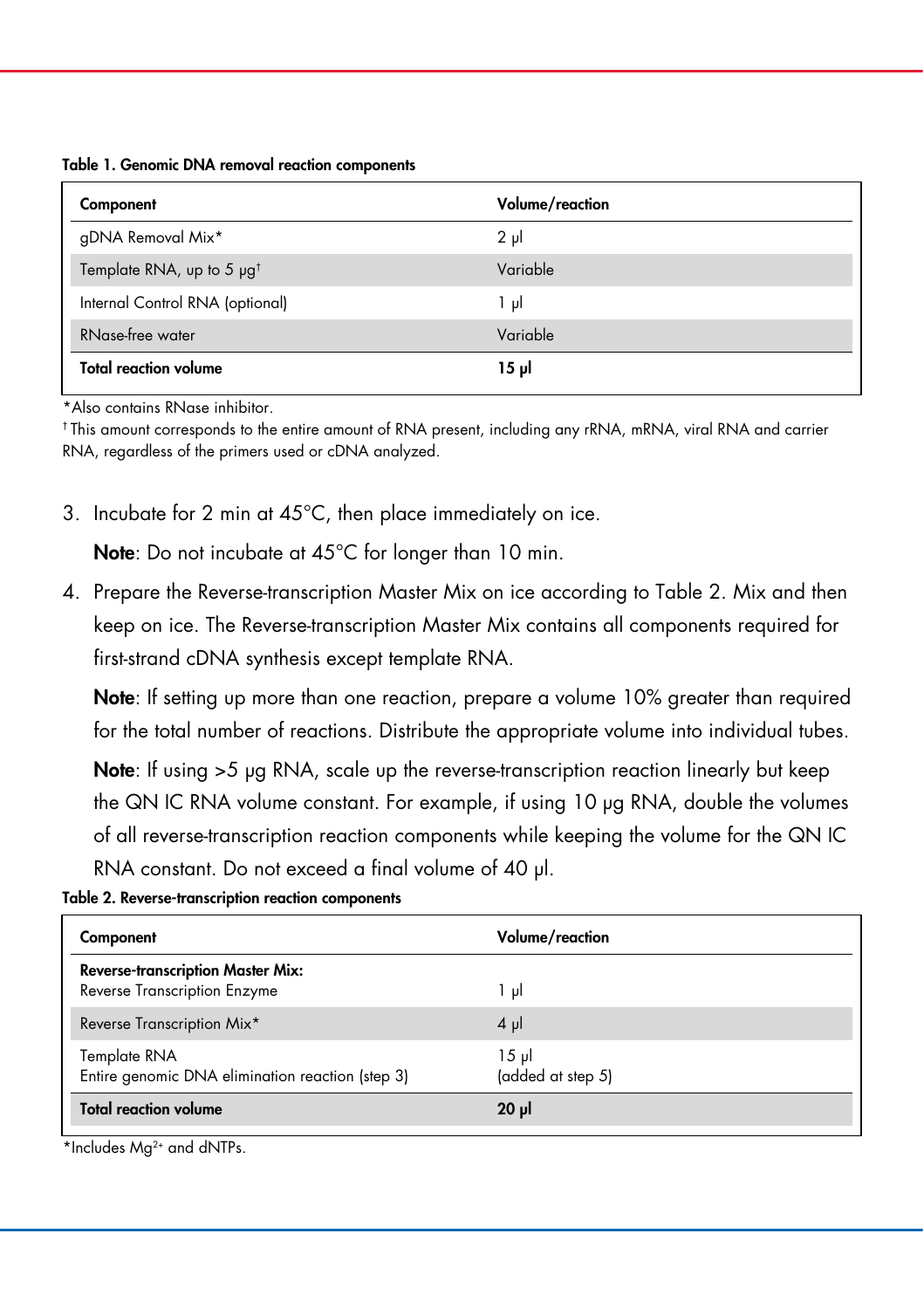**Table 1. Genomic DNA removal reaction components**

| Component | Volume/reaction |
|---|---|
| gDNA Removal Mix* | 2 µl |
| Template RNA, up to 5 µg† | Variable |
| Internal Control RNA (optional) | 1 µl |
| RNase-free water | Variable |
| **Total reaction volume** | **15 µl** |

*Also contains RNase inhibitor.

† This amount corresponds to the entire amount of RNA present, including any rRNA, mRNA, viral RNA and carrier RNA, regardless of the primers used or cDNA analyzed.

3. Incubate for 2 min at 45°C, then place immediately on ice.

   **Note**: Do not incubate at 45°C for longer than 10 min.

4. Prepare the Reverse-transcription Master Mix on ice according to Table 2. Mix and then keep on ice. The Reverse-transcription Master Mix contains all components required for first-strand cDNA synthesis except template RNA.

   **Note**: If setting up more than one reaction, prepare a volume 10% greater than required for the total number of reactions. Distribute the appropriate volume into individual tubes.

   **Note**: If using >5 µg RNA, scale up the reverse-transcription reaction linearly but keep the QN IC RNA volume constant. For example, if using 10 µg RNA, double the volumes of all reverse-transcription reaction components while keeping the volume for the QN IC RNA constant. Do not exceed a final volume of 40 µl.

**Table 2. Reverse-transcription reaction components**

| Component | Volume/reaction |
|---|---|
| **Reverse-transcription Master Mix:** Reverse Transcription Enzyme | 1 µl |
| Reverse Transcription Mix* | 4 µl |
| Template RNA Entire genomic DNA elimination reaction (step 3) | 15 µl (added at step 5) |
| **Total reaction volume** | **20 µl** |

*Includes $Mg^{2+}$ and dNTPs.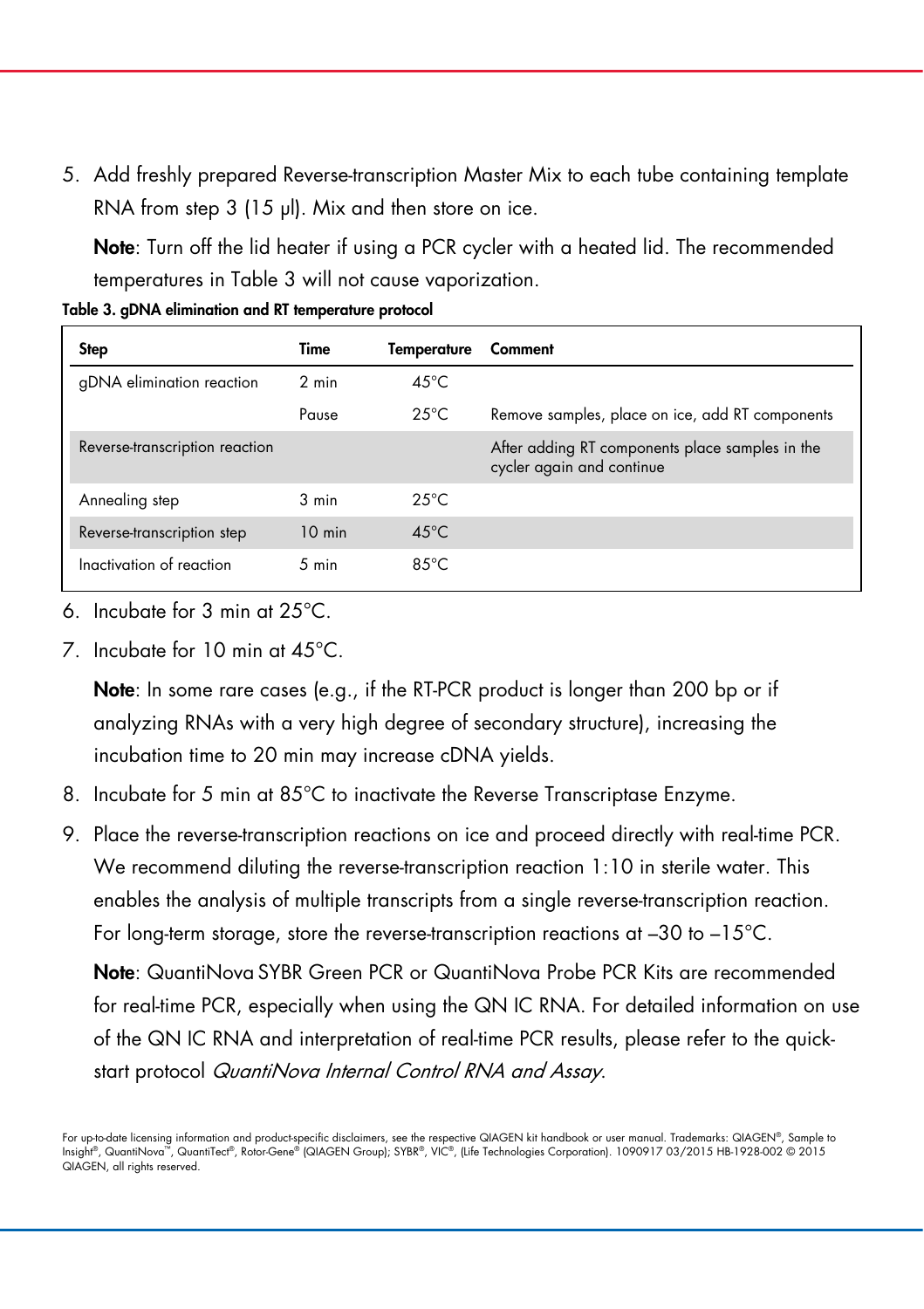5. Add freshly prepared Reverse-transcription Master Mix to each tube containing template RNA from step 3 (15 µl). Mix and then store on ice.

   **Note**: Turn off the lid heater if using a PCR cycler with a heated lid. The recommended temperatures in Table 3 will not cause vaporization.

**Table 3. gDNA elimination and RT temperature protocol**

| Step | Time | Temperature | Comment |
|---|---|---|---|
| gDNA elimination reaction | 2 min | 45°C | |
| | Pause | 25°C | Remove samples, place on ice, add RT components |
| Reverse-transcription reaction | | | After adding RT components place samples in the cycler again and continue |
| Annealing step | 3 min | 25°C | |
| Reverse-transcription step | 10 min | 45°C | |
| Inactivation of reaction | 5 min | 85°C | |

6. Incubate for 3 min at 25°C.
7. Incubate for 10 min at 45°C.

   **Note**: In some rare cases (e.g., if the RT-PCR product is longer than 200 bp or if analyzing RNAs with a very high degree of secondary structure), increasing the incubation time to 20 min may increase cDNA yields.

8. Incubate for 5 min at 85°C to inactivate the Reverse Transcriptase Enzyme.
9. Place the reverse-transcription reactions on ice and proceed directly with real-time PCR. We recommend diluting the reverse-transcription reaction 1:10 in sterile water. This enables the analysis of multiple transcripts from a single reverse-transcription reaction. For long-term storage, store the reverse-transcription reactions at –30 to –15°C.

   **Note**: QuantiNova SYBR Green PCR or QuantiNova Probe PCR Kits are recommended for real-time PCR, especially when using the QN IC RNA. For detailed information on use of the QN IC RNA and interpretation of real-time PCR results, please refer to the quick-start protocol *QuantiNova Internal Control RNA and Assay*.

For up-to-date licensing information and product-specific disclaimers, see the respective QIAGEN kit handbook or user manual. Trademarks: QIAGEN®, Sample to Insight®, QuantiNova™, QuantiTect®, Rotor-Gene® (QIAGEN Group); SYBR®, VIC®, (Life Technologies Corporation). 1090917 03/2015 HB-1928-002 © 2015 QIAGEN, all rights reserved.